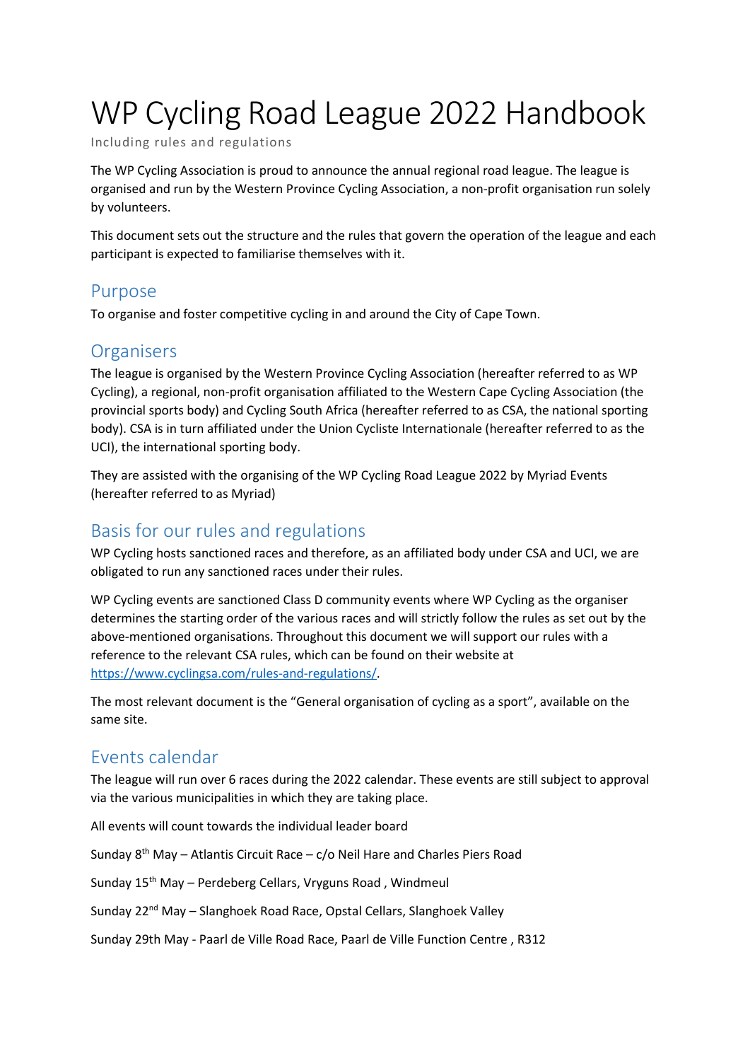# WP Cycling Road League 2022 Handbook

Including rules and regulations

The WP Cycling Association is proud to announce the annual regional road league. The league is organised and run by the Western Province Cycling Association, a non-profit organisation run solely by volunteers.

This document sets out the structure and the rules that govern the operation of the league and each participant is expected to familiarise themselves with it.

## Purpose

To organise and foster competitive cycling in and around the City of Cape Town.

## Organisers

The league is organised by the Western Province Cycling Association (hereafter referred to as WP Cycling), a regional, non-profit organisation affiliated to the Western Cape Cycling Association (the provincial sports body) and Cycling South Africa (hereafter referred to as CSA, the national sporting body). CSA is in turn affiliated under the Union Cycliste Internationale (hereafter referred to as the UCI), the international sporting body.

They are assisted with the organising of the WP Cycling Road League 2022 by Myriad Events (hereafter referred to as Myriad)

## Basis for our rules and regulations

WP Cycling hosts sanctioned races and therefore, as an affiliated body under CSA and UCI, we are obligated to run any sanctioned races under their rules.

WP Cycling events are sanctioned Class D community events where WP Cycling as the organiser determines the starting order of the various races and will strictly follow the rules as set out by the above-mentioned organisations. Throughout this document we will support our rules with a reference to the relevant CSA rules, which can be found on their website at [https://www.cyclingsa.com/rules-and-regulations/](https://www.cyclingsa.com/rules-and-regulations/).

The most relevant document is the "General organisation of cycling as a sport", available on the same site.

## Events calendar

The league will run over 6 races during the 2022 calendar. These events are still subject to approval via the various municipalities in which they are taking place.

All events will count towards the individual leader board

Sunday 8th May – Atlantis Circuit Race – c/o Neil Hare and Charles Piers Road

Sunday 15th May – Perdeberg Cellars, Vryguns Road , Windmeul

Sunday 22nd May – Slanghoek Road Race, Opstal Cellars, Slanghoek Valley

Sunday 29th May - Paarl de Ville Road Race, Paarl de Ville Function Centre , R312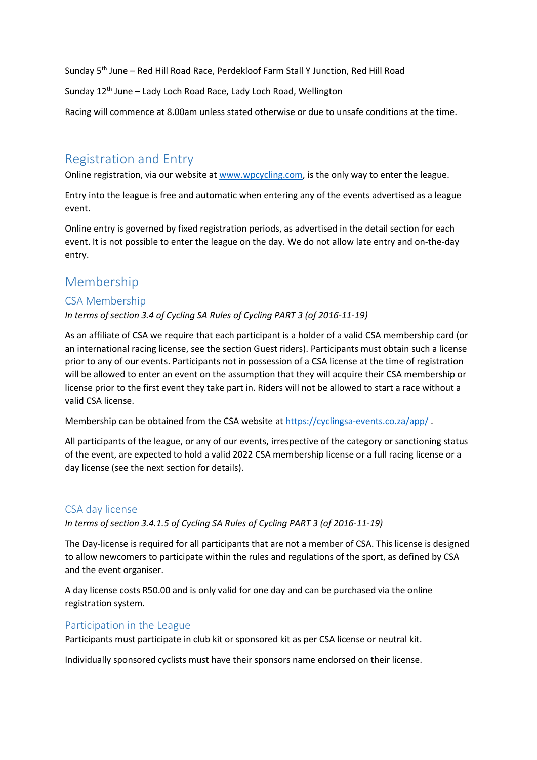Sunday 5th June – Red Hill Road Race, Perdekloof Farm Stall Y Junction, Red Hill Road

Sunday 12th June – Lady Loch Road Race, Lady Loch Road, Wellington

Racing will commence at 8.00am unless stated otherwise or due to unsafe conditions at the time.

## Registration and Entry

Online registration, via our website at [www.wpcycling.com](www.wpcycling.com), is the only way to enter the league.

Entry into the league is free and automatic when entering any of the events advertised as a league event.

Online entry is governed by fixed registration periods, as advertised in the detail section for each event. It is not possible to enter the league on the day. We do not allow late entry and on-the-day entry.

## Membership

### CSA Membership

*In terms of section 3.4 of Cycling SA Rules of Cycling PART 3 (of 2016-11-19)*

As an affiliate of CSA we require that each participant is a holder of a valid CSA membership card (or an international racing license, see the section Guest riders). Participants must obtain such a license prior to any of our events. Participants not in possession of a CSA license at the time of registration will be allowed to enter an event on the assumption that they will acquire their CSA membership or license prior to the first event they take part in. Riders will not be allowed to start a race without a valid CSA license.

Membership can be obtained from the CSA website at [https://cyclingsa-events.co.za/app/](https://cyclingsa-events.co.za/app/) .

All participants of the league, or any of our events, irrespective of the category or sanctioning status of the event, are expected to hold a valid 2022 CSA membership license or a full racing license or a day license (see the next section for details).

### CSA day license

*In terms of section 3.4.1.5 of Cycling SA Rules of Cycling PART 3 (of 2016-11-19)*

The Day-license is required for all participants that are not a member of CSA. This license is designed to allow newcomers to participate within the rules and regulations of the sport, as defined by CSA and the event organiser.

A day license costs R50.00 and is only valid for one day and can be purchased via the online registration system.

### Participation in the League

Participants must participate in club kit or sponsored kit as per CSA license or neutral kit.

Individually sponsored cyclists must have their sponsors name endorsed on their license.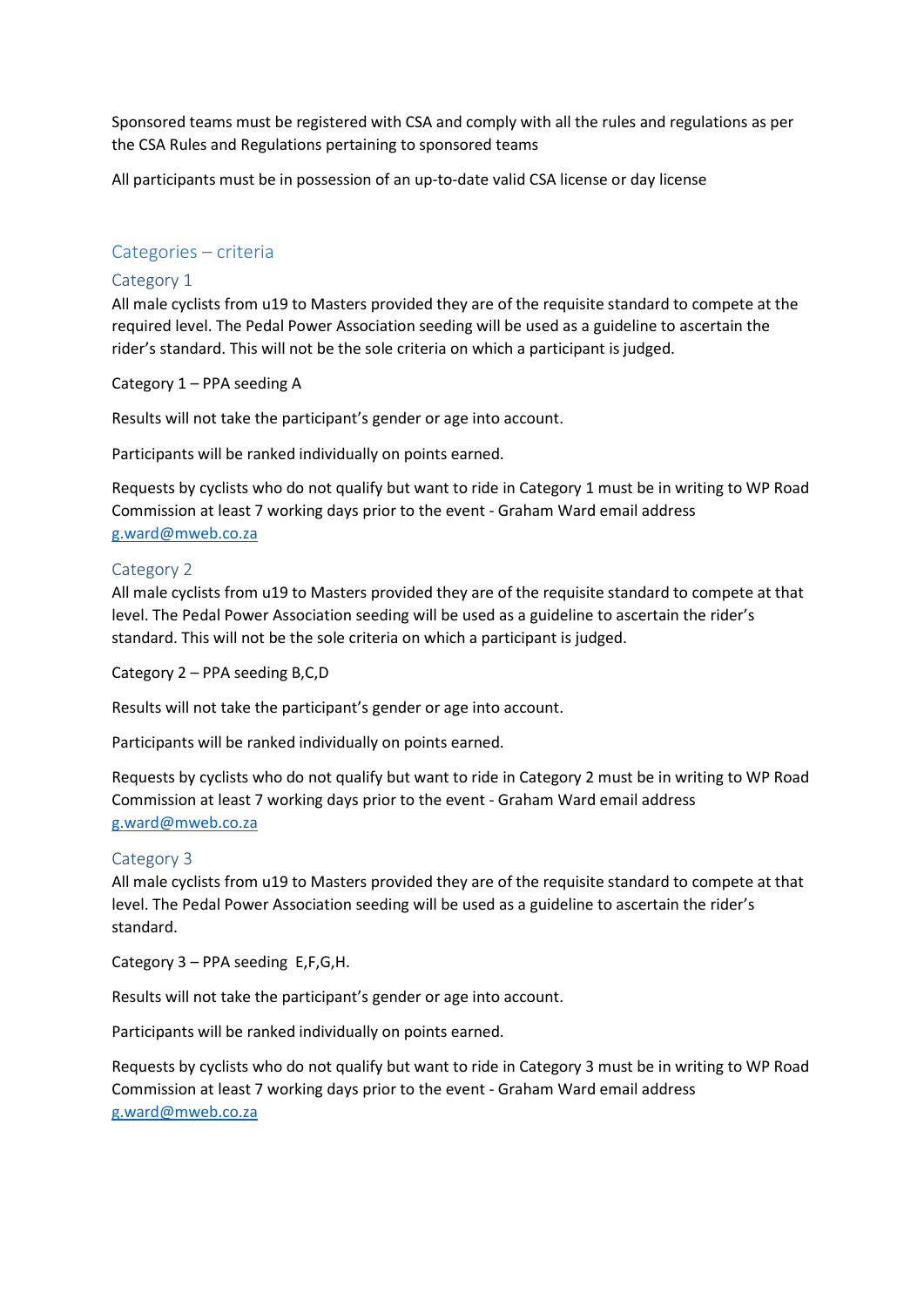Sponsored teams must be registered with CSA and comply with all the rules and regulations as per the CSA Rules and Regulations pertaining to sponsored teams

All participants must be in possession of an up-to-date valid CSA license or day license

## Categories – criteria

### Category 1

All male cyclists from u19 to Masters provided they are of the requisite standard to compete at the required level. The Pedal Power Association seeding will be used as a guideline to ascertain the rider's standard. This will not be the sole criteria on which a participant is judged.

Category 1 – PPA seeding A

Results will not take the participant's gender or age into account.

Participants will be ranked individually on points earned.

Requests by cyclists who do not qualify but want to ride in Category 1 must be in writing to WP Road Commission at least 7 working days prior to the event - Graham Ward email address g.ward@mweb.co.za

### Category 2

All male cyclists from u19 to Masters provided they are of the requisite standard to compete at that level. The Pedal Power Association seeding will be used as a guideline to ascertain the rider's standard. This will not be the sole criteria on which a participant is judged.

Category 2 – PPA seeding B,C,D

Results will not take the participant's gender or age into account.

Participants will be ranked individually on points earned.

Requests by cyclists who do not qualify but want to ride in Category 2 must be in writing to WP Road Commission at least 7 working days prior to the event - Graham Ward email address g.ward@mweb.co.za

### Category 3

All male cyclists from u19 to Masters provided they are of the requisite standard to compete at that level. The Pedal Power Association seeding will be used as a guideline to ascertain the rider's standard.

Category 3 – PPA seeding E,F,G,H.

Results will not take the participant's gender or age into account.

Participants will be ranked individually on points earned.

Requests by cyclists who do not qualify but want to ride in Category 3 must be in writing to WP Road Commission at least 7 working days prior to the event - Graham Ward email address g.ward@mweb.co.za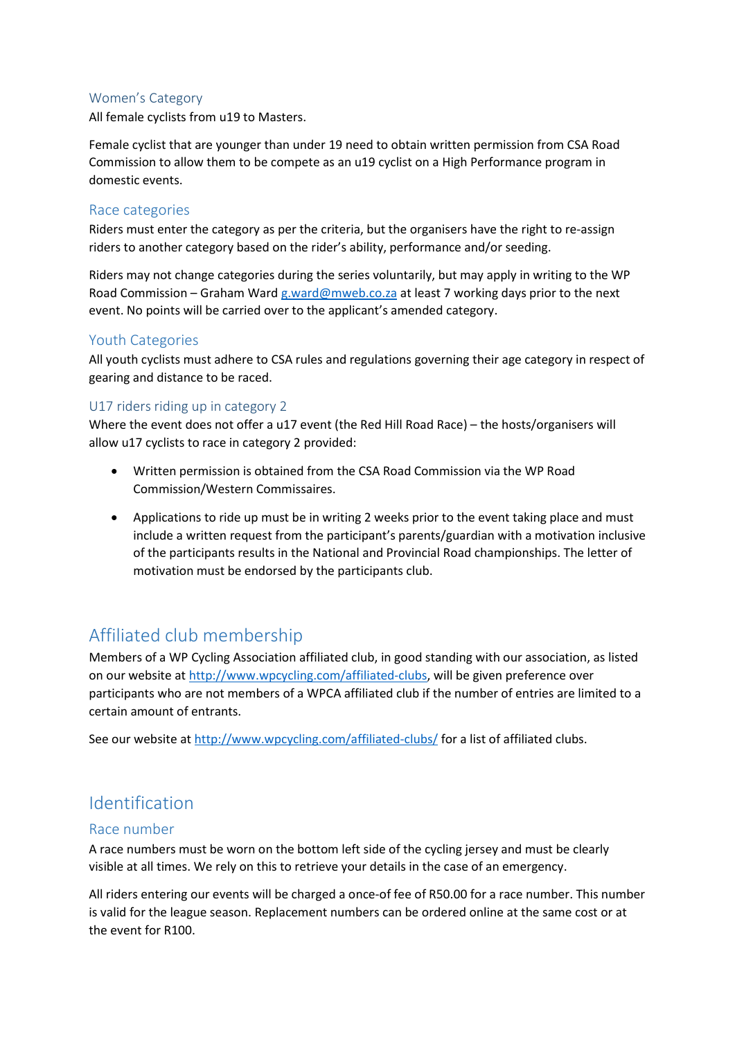### Women's Category

All female cyclists from u19 to Masters.

Female cyclist that are younger than under 19 need to obtain written permission from CSA Road Commission to allow them to be compete as an u19 cyclist on a High Performance program in domestic events.

### Race categories

Riders must enter the category as per the criteria, but the organisers have the right to re-assign riders to another category based on the rider's ability, performance and/or seeding.

Riders may not change categories during the series voluntarily, but may apply in writing to the WP Road Commission – Graham Ward g.ward@mweb.co.za at least 7 working days prior to the next event. No points will be carried over to the applicant's amended category.

### Youth Categories

All youth cyclists must adhere to CSA rules and regulations governing their age category in respect of gearing and distance to be raced.

#### U17 riders riding up in category 2

Where the event does not offer a u17 event (the Red Hill Road Race) – the hosts/organisers will allow u17 cyclists to race in category 2 provided:

- Written permission is obtained from the CSA Road Commission via the WP Road Commission/Western Commissaires.
- Applications to ride up must be in writing 2 weeks prior to the event taking place and must include a written request from the participant's parents/guardian with a motivation inclusive of the participants results in the National and Provincial Road championships. The letter of motivation must be endorsed by the participants club.

## Affiliated club membership

Members of a WP Cycling Association affiliated club, in good standing with our association, as listed on our website at http://www.wpcycling.com/affiliated-clubs, will be given preference over participants who are not members of a WPCA affiliated club if the number of entries are limited to a certain amount of entrants.

See our website at http://www.wpcycling.com/affiliated-clubs/ for a list of affiliated clubs.

## Identification

### Race number

A race numbers must be worn on the bottom left side of the cycling jersey and must be clearly visible at all times. We rely on this to retrieve your details in the case of an emergency.

All riders entering our events will be charged a once-of fee of R50.00 for a race number. This number is valid for the league season. Replacement numbers can be ordered online at the same cost or at the event for R100.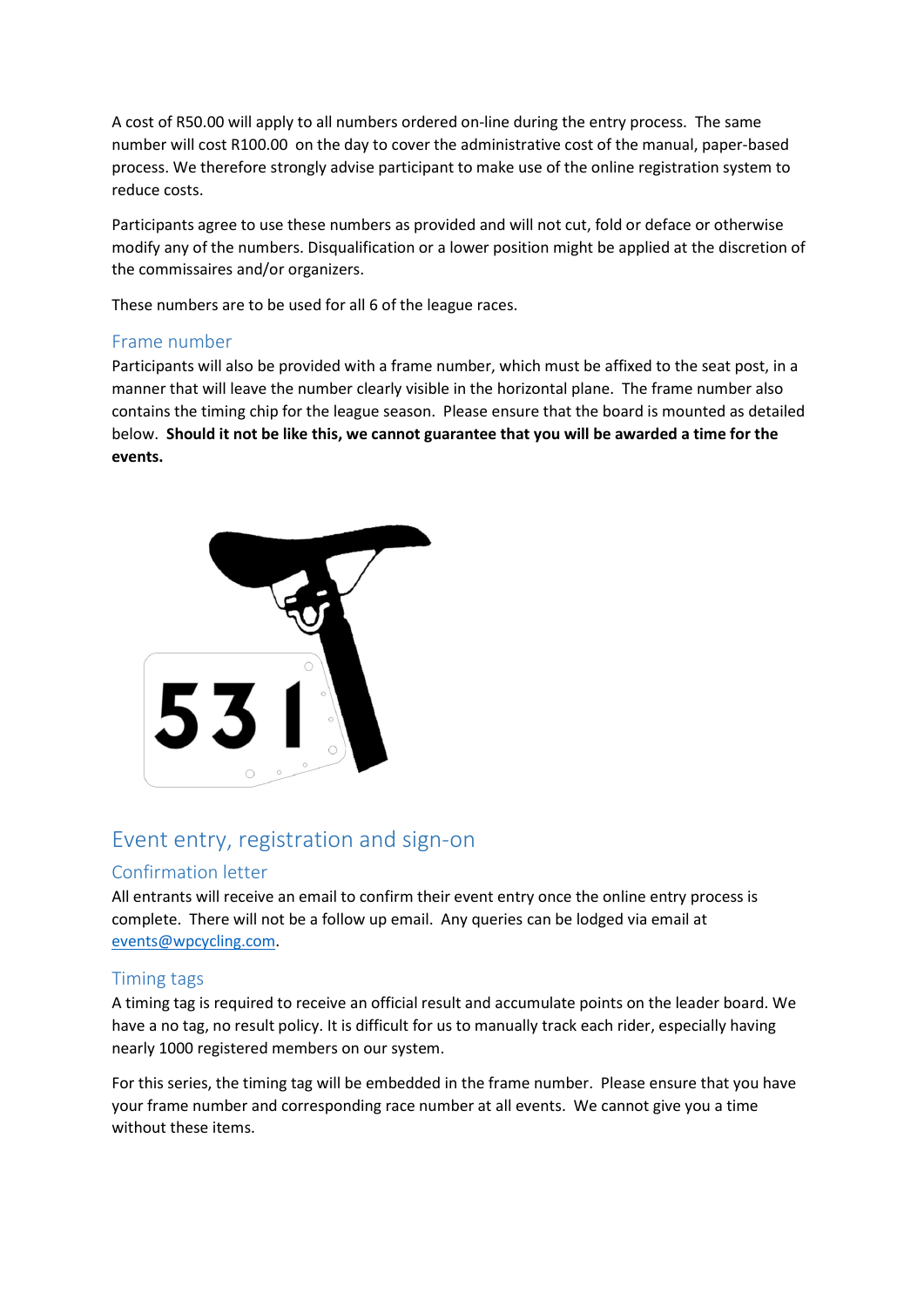A cost of R50.00 will apply to all numbers ordered on-line during the entry process. The same number will cost R100.00 on the day to cover the administrative cost of the manual, paper-based process. We therefore strongly advise participant to make use of the online registration system to reduce costs.

Participants agree to use these numbers as provided and will not cut, fold or deface or otherwise modify any of the numbers. Disqualification or a lower position might be applied at the discretion of the commissaires and/or organizers.

These numbers are to be used for all 6 of the league races.

### Frame number

Participants will also be provided with a frame number, which must be affixed to the seat post, in a manner that will leave the number clearly visible in the horizontal plane. The frame number also contains the timing chip for the league season. Please ensure that the board is mounted as detailed below. **Should it not be like this, we cannot guarantee that you will be awarded a time for the events.**

531

## Event entry, registration and sign-on

### Confirmation letter

All entrants will receive an email to confirm their event entry once the online entry process is complete. There will not be a follow up email. Any queries can be lodged via email at events@wpcycling.com.

### Timing tags

A timing tag is required to receive an official result and accumulate points on the leader board. We have a no tag, no result policy. It is difficult for us to manually track each rider, especially having nearly 1000 registered members on our system.

For this series, the timing tag will be embedded in the frame number. Please ensure that you have your frame number and corresponding race number at all events. We cannot give you a time without these items.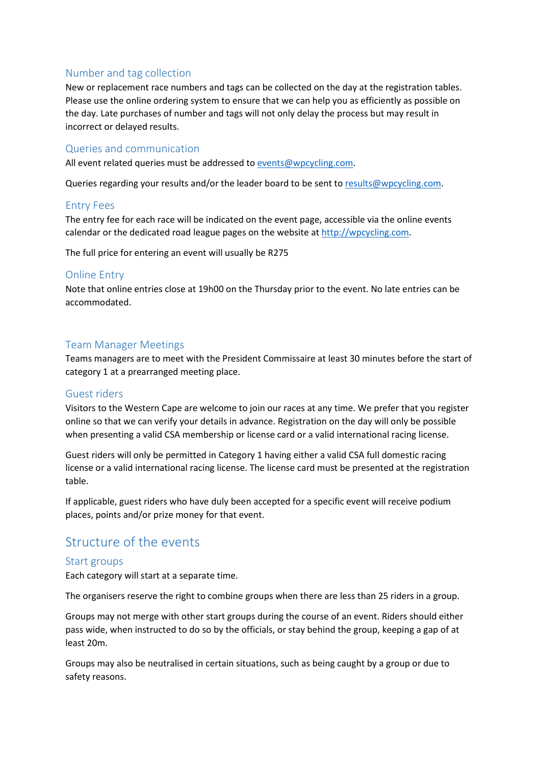### Number and tag collection

New or replacement race numbers and tags can be collected on the day at the registration tables. Please use the online ordering system to ensure that we can help you as efficiently as possible on the day. Late purchases of number and tags will not only delay the process but may result in incorrect or delayed results.

### Queries and communication

All event related queries must be addressed to events@wpcycling.com.

Queries regarding your results and/or the leader board to be sent to results@wpcycling.com.

### Entry Fees

The entry fee for each race will be indicated on the event page, accessible via the online events calendar or the dedicated road league pages on the website at http://wpcycling.com.

The full price for entering an event will usually be R275

### Online Entry

Note that online entries close at 19h00 on the Thursday prior to the event. No late entries can be accommodated.

### Team Manager Meetings

Teams managers are to meet with the President Commissaire at least 30 minutes before the start of category 1 at a prearranged meeting place.

### Guest riders

Visitors to the Western Cape are welcome to join our races at any time. We prefer that you register online so that we can verify your details in advance. Registration on the day will only be possible when presenting a valid CSA membership or license card or a valid international racing license.

Guest riders will only be permitted in Category 1 having either a valid CSA full domestic racing license or a valid international racing license. The license card must be presented at the registration table.

If applicable, guest riders who have duly been accepted for a specific event will receive podium places, points and/or prize money for that event.

## Structure of the events

### Start groups

Each category will start at a separate time.

The organisers reserve the right to combine groups when there are less than 25 riders in a group.

Groups may not merge with other start groups during the course of an event. Riders should either pass wide, when instructed to do so by the officials, or stay behind the group, keeping a gap of at least 20m.

Groups may also be neutralised in certain situations, such as being caught by a group or due to safety reasons.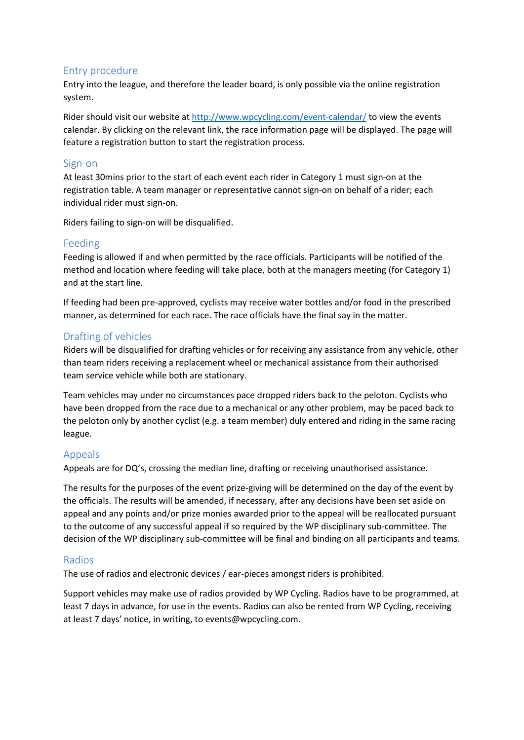## Entry procedure

Entry into the league, and therefore the leader board, is only possible via the online registration system.

Rider should visit our website at [http://www.wpcycling.com/event-calendar/](http://www.wpcycling.com/event-calendar/) to view the events calendar. By clicking on the relevant link, the race information page will be displayed. The page will feature a registration button to start the registration process.

## Sign-on

At least 30mins prior to the start of each event each rider in Category 1 must sign-on at the registration table. A team manager or representative cannot sign-on on behalf of a rider; each individual rider must sign-on.

Riders failing to sign-on will be disqualified.

## Feeding

Feeding is allowed if and when permitted by the race officials. Participants will be notified of the method and location where feeding will take place, both at the managers meeting (for Category 1) and at the start line.

If feeding had been pre-approved, cyclists may receive water bottles and/or food in the prescribed manner, as determined for each race. The race officials have the final say in the matter.

## Drafting of vehicles

Riders will be disqualified for drafting vehicles or for receiving any assistance from any vehicle, other than team riders receiving a replacement wheel or mechanical assistance from their authorised team service vehicle while both are stationary.

Team vehicles may under no circumstances pace dropped riders back to the peloton. Cyclists who have been dropped from the race due to a mechanical or any other problem, may be paced back to the peloton only by another cyclist (e.g. a team member) duly entered and riding in the same racing league.

## Appeals

Appeals are for DQ's, crossing the median line, drafting or receiving unauthorised assistance.

The results for the purposes of the event prize-giving will be determined on the day of the event by the officials. The results will be amended, if necessary, after any decisions have been set aside on appeal and any points and/or prize monies awarded prior to the appeal will be reallocated pursuant to the outcome of any successful appeal if so required by the WP disciplinary sub-committee. The decision of the WP disciplinary sub-committee will be final and binding on all participants and teams.

## Radios

The use of radios and electronic devices / ear-pieces amongst riders is prohibited.

Support vehicles may make use of radios provided by WP Cycling. Radios have to be programmed, at least 7 days in advance, for use in the events. Radios can also be rented from WP Cycling, receiving at least 7 days' notice, in writing, to events@wpcycling.com.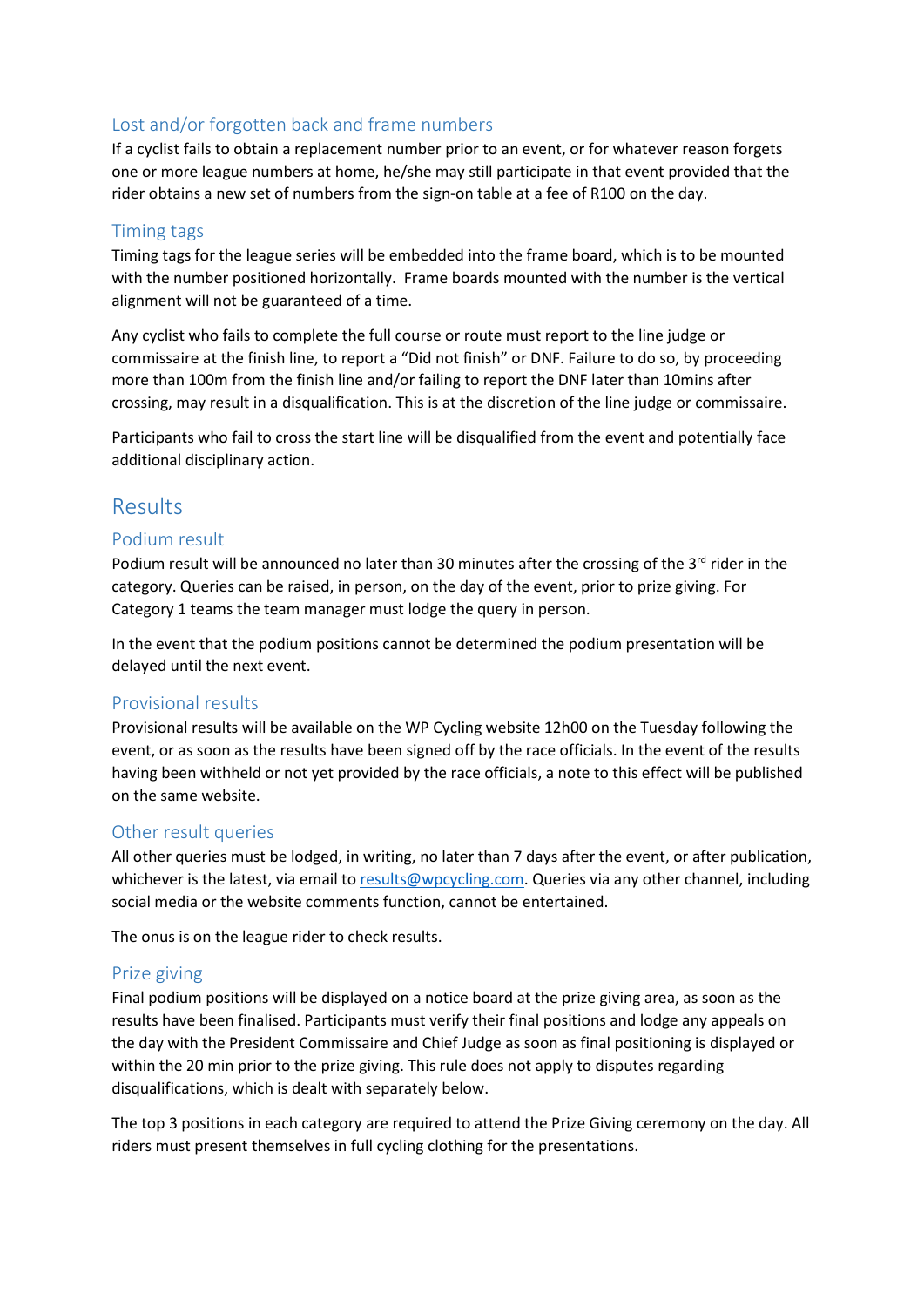### Lost and/or forgotten back and frame numbers

If a cyclist fails to obtain a replacement number prior to an event, or for whatever reason forgets one or more league numbers at home, he/she may still participate in that event provided that the rider obtains a new set of numbers from the sign-on table at a fee of R100 on the day.

### Timing tags

Timing tags for the league series will be embedded into the frame board, which is to be mounted with the number positioned horizontally. Frame boards mounted with the number is the vertical alignment will not be guaranteed of a time.

Any cyclist who fails to complete the full course or route must report to the line judge or commissaire at the finish line, to report a "Did not finish" or DNF. Failure to do so, by proceeding more than 100m from the finish line and/or failing to report the DNF later than 10mins after crossing, may result in a disqualification. This is at the discretion of the line judge or commissaire.

Participants who fail to cross the start line will be disqualified from the event and potentially face additional disciplinary action.

## Results

### Podium result

Podium result will be announced no later than 30 minutes after the crossing of the 3rd rider in the category. Queries can be raised, in person, on the day of the event, prior to prize giving. For Category 1 teams the team manager must lodge the query in person.

In the event that the podium positions cannot be determined the podium presentation will be delayed until the next event.

### Provisional results

Provisional results will be available on the WP Cycling website 12h00 on the Tuesday following the event, or as soon as the results have been signed off by the race officials. In the event of the results having been withheld or not yet provided by the race officials, a note to this effect will be published on the same website.

### Other result queries

All other queries must be lodged, in writing, no later than 7 days after the event, or after publication, whichever is the latest, via email to results@wpcycling.com. Queries via any other channel, including social media or the website comments function, cannot be entertained.

The onus is on the league rider to check results.

### Prize giving

Final podium positions will be displayed on a notice board at the prize giving area, as soon as the results have been finalised. Participants must verify their final positions and lodge any appeals on the day with the President Commissaire and Chief Judge as soon as final positioning is displayed or within the 20 min prior to the prize giving. This rule does not apply to disputes regarding disqualifications, which is dealt with separately below.

The top 3 positions in each category are required to attend the Prize Giving ceremony on the day. All riders must present themselves in full cycling clothing for the presentations.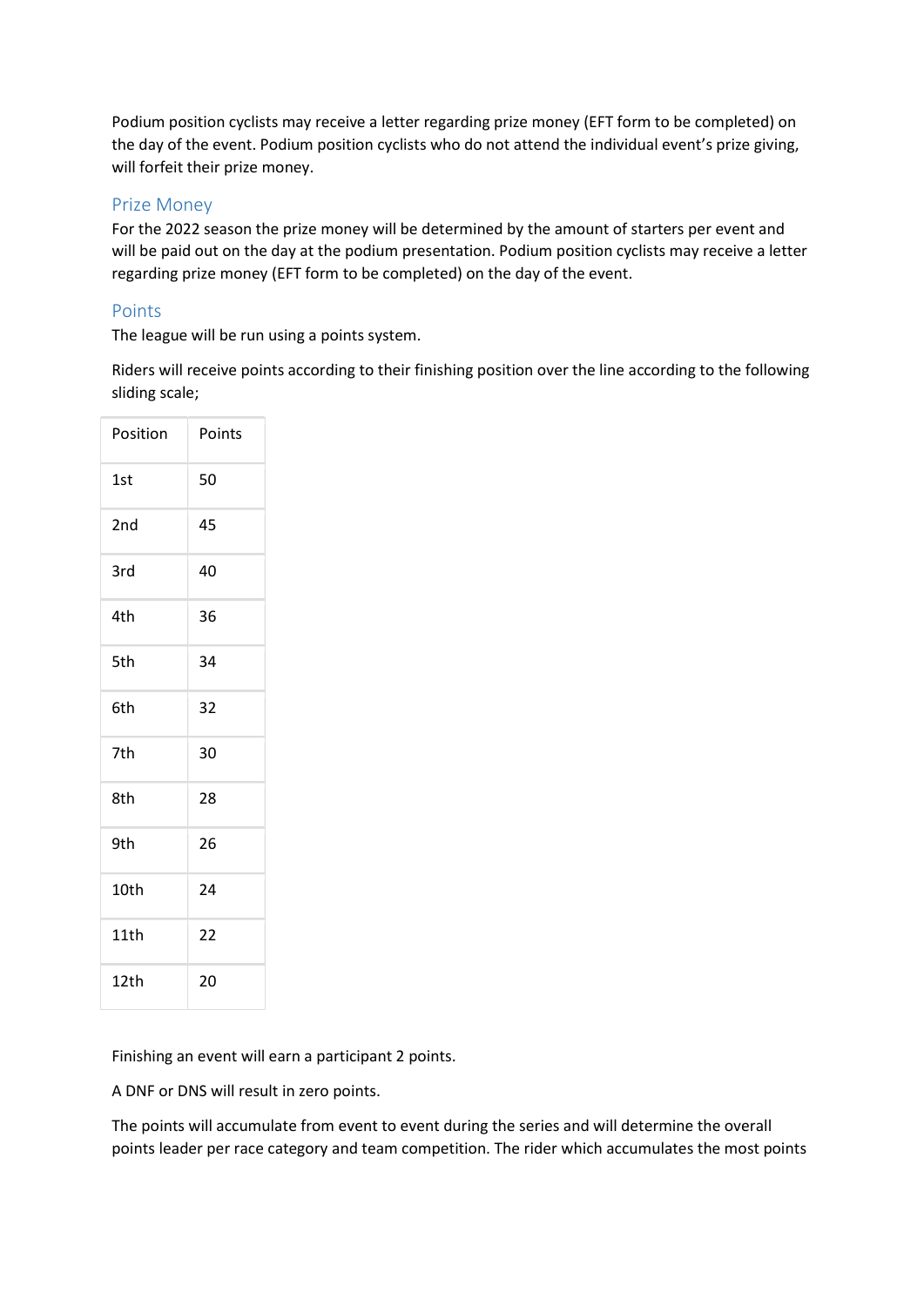Podium position cyclists may receive a letter regarding prize money (EFT form to be completed) on the day of the event. Podium position cyclists who do not attend the individual event's prize giving, will forfeit their prize money.

## Prize Money

For the 2022 season the prize money will be determined by the amount of starters per event and will be paid out on the day at the podium presentation. Podium position cyclists may receive a letter regarding prize money (EFT form to be completed) on the day of the event.

## Points

The league will be run using a points system.

Riders will receive points according to their finishing position over the line according to the following sliding scale;

| Position | Points |
| --- | --- |
| 1st | 50 |
| 2nd | 45 |
| 3rd | 40 |
| 4th | 36 |
| 5th | 34 |
| 6th | 32 |
| 7th | 30 |
| 8th | 28 |
| 9th | 26 |
| 10th | 24 |
| 11th | 22 |
| 12th | 20 |

Finishing an event will earn a participant 2 points.

A DNF or DNS will result in zero points.

The points will accumulate from event to event during the series and will determine the overall points leader per race category and team competition. The rider which accumulates the most points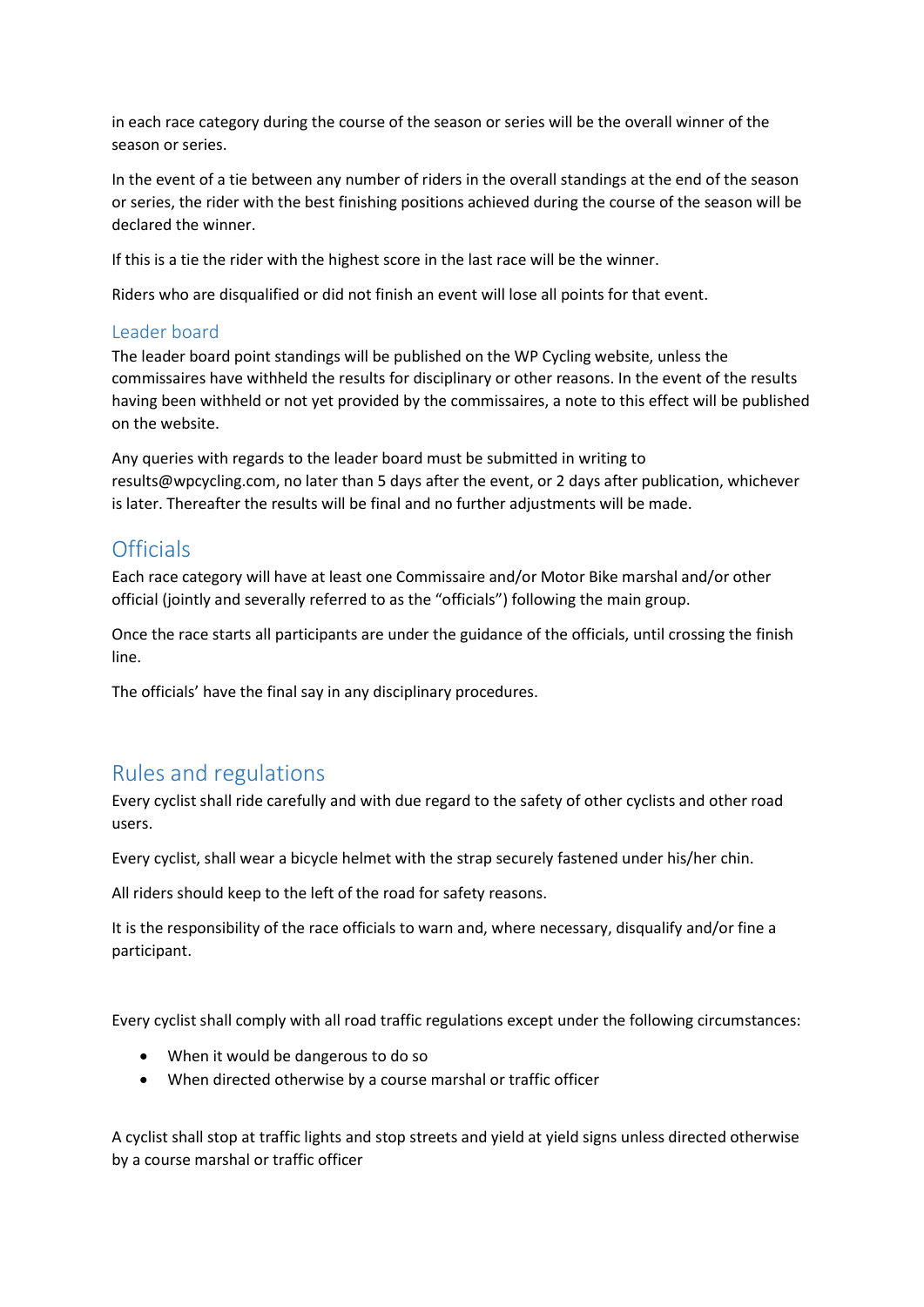in each race category during the course of the season or series will be the overall winner of the season or series.

In the event of a tie between any number of riders in the overall standings at the end of the season or series, the rider with the best finishing positions achieved during the course of the season will be declared the winner.

If this is a tie the rider with the highest score in the last race will be the winner.

Riders who are disqualified or did not finish an event will lose all points for that event.

### Leader board

The leader board point standings will be published on the WP Cycling website, unless the commissaires have withheld the results for disciplinary or other reasons. In the event of the results having been withheld or not yet provided by the commissaires, a note to this effect will be published on the website.

Any queries with regards to the leader board must be submitted in writing to results@wpcycling.com, no later than 5 days after the event, or 2 days after publication, whichever is later. Thereafter the results will be final and no further adjustments will be made.

## Officials

Each race category will have at least one Commissaire and/or Motor Bike marshal and/or other official (jointly and severally referred to as the "officials") following the main group.

Once the race starts all participants are under the guidance of the officials, until crossing the finish line.

The officials' have the final say in any disciplinary procedures.

## Rules and regulations

Every cyclist shall ride carefully and with due regard to the safety of other cyclists and other road users.

Every cyclist, shall wear a bicycle helmet with the strap securely fastened under his/her chin.

All riders should keep to the left of the road for safety reasons.

It is the responsibility of the race officials to warn and, where necessary, disqualify and/or fine a participant.

Every cyclist shall comply with all road traffic regulations except under the following circumstances:

- When it would be dangerous to do so
- When directed otherwise by a course marshal or traffic officer

A cyclist shall stop at traffic lights and stop streets and yield at yield signs unless directed otherwise by a course marshal or traffic officer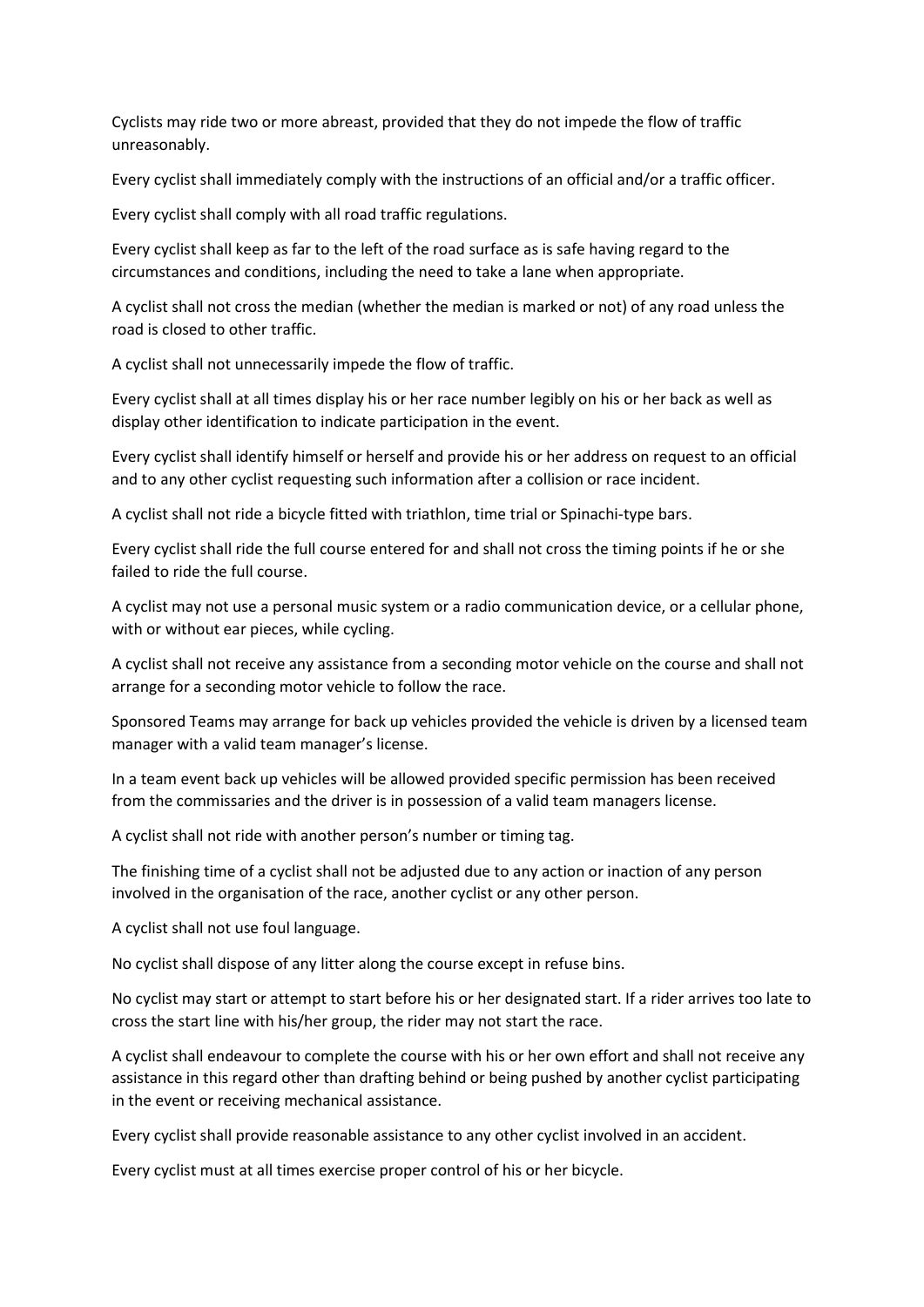Cyclists may ride two or more abreast, provided that they do not impede the flow of traffic unreasonably.

Every cyclist shall immediately comply with the instructions of an official and/or a traffic officer.

Every cyclist shall comply with all road traffic regulations.

Every cyclist shall keep as far to the left of the road surface as is safe having regard to the circumstances and conditions, including the need to take a lane when appropriate.

A cyclist shall not cross the median (whether the median is marked or not) of any road unless the road is closed to other traffic.

A cyclist shall not unnecessarily impede the flow of traffic.

Every cyclist shall at all times display his or her race number legibly on his or her back as well as display other identification to indicate participation in the event.

Every cyclist shall identify himself or herself and provide his or her address on request to an official and to any other cyclist requesting such information after a collision or race incident.

A cyclist shall not ride a bicycle fitted with triathlon, time trial or Spinachi-type bars.

Every cyclist shall ride the full course entered for and shall not cross the timing points if he or she failed to ride the full course.

A cyclist may not use a personal music system or a radio communication device, or a cellular phone, with or without ear pieces, while cycling.

A cyclist shall not receive any assistance from a seconding motor vehicle on the course and shall not arrange for a seconding motor vehicle to follow the race.

Sponsored Teams may arrange for back up vehicles provided the vehicle is driven by a licensed team manager with a valid team manager's license.

In a team event back up vehicles will be allowed provided specific permission has been received from the commissaries and the driver is in possession of a valid team managers license.

A cyclist shall not ride with another person's number or timing tag.

The finishing time of a cyclist shall not be adjusted due to any action or inaction of any person involved in the organisation of the race, another cyclist or any other person.

A cyclist shall not use foul language.

No cyclist shall dispose of any litter along the course except in refuse bins.

No cyclist may start or attempt to start before his or her designated start. If a rider arrives too late to cross the start line with his/her group, the rider may not start the race.

A cyclist shall endeavour to complete the course with his or her own effort and shall not receive any assistance in this regard other than drafting behind or being pushed by another cyclist participating in the event or receiving mechanical assistance.

Every cyclist shall provide reasonable assistance to any other cyclist involved in an accident.

Every cyclist must at all times exercise proper control of his or her bicycle.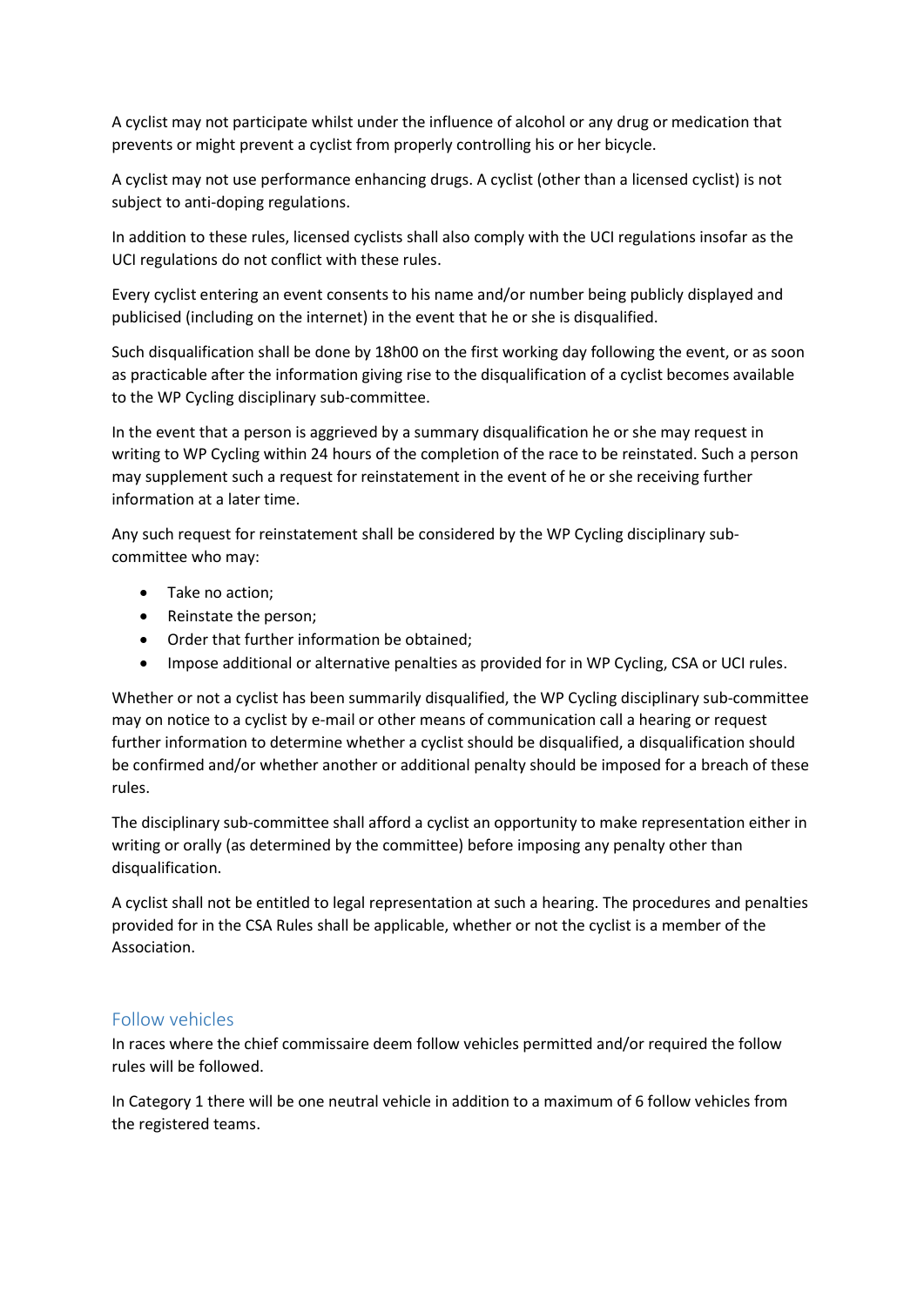A cyclist may not participate whilst under the influence of alcohol or any drug or medication that prevents or might prevent a cyclist from properly controlling his or her bicycle.

A cyclist may not use performance enhancing drugs. A cyclist (other than a licensed cyclist) is not subject to anti-doping regulations.

In addition to these rules, licensed cyclists shall also comply with the UCI regulations insofar as the UCI regulations do not conflict with these rules.

Every cyclist entering an event consents to his name and/or number being publicly displayed and publicised (including on the internet) in the event that he or she is disqualified.

Such disqualification shall be done by 18h00 on the first working day following the event, or as soon as practicable after the information giving rise to the disqualification of a cyclist becomes available to the WP Cycling disciplinary sub-committee.

In the event that a person is aggrieved by a summary disqualification he or she may request in writing to WP Cycling within 24 hours of the completion of the race to be reinstated. Such a person may supplement such a request for reinstatement in the event of he or she receiving further information at a later time.

Any such request for reinstatement shall be considered by the WP Cycling disciplinary sub-committee who may:

- Take no action;
- Reinstate the person;
- Order that further information be obtained;
- Impose additional or alternative penalties as provided for in WP Cycling, CSA or UCI rules.

Whether or not a cyclist has been summarily disqualified, the WP Cycling disciplinary sub-committee may on notice to a cyclist by e-mail or other means of communication call a hearing or request further information to determine whether a cyclist should be disqualified, a disqualification should be confirmed and/or whether another or additional penalty should be imposed for a breach of these rules.

The disciplinary sub-committee shall afford a cyclist an opportunity to make representation either in writing or orally (as determined by the committee) before imposing any penalty other than disqualification.

A cyclist shall not be entitled to legal representation at such a hearing. The procedures and penalties provided for in the CSA Rules shall be applicable, whether or not the cyclist is a member of the Association.

## Follow vehicles

In races where the chief commissaire deem follow vehicles permitted and/or required the follow rules will be followed.

In Category 1 there will be one neutral vehicle in addition to a maximum of 6 follow vehicles from the registered teams.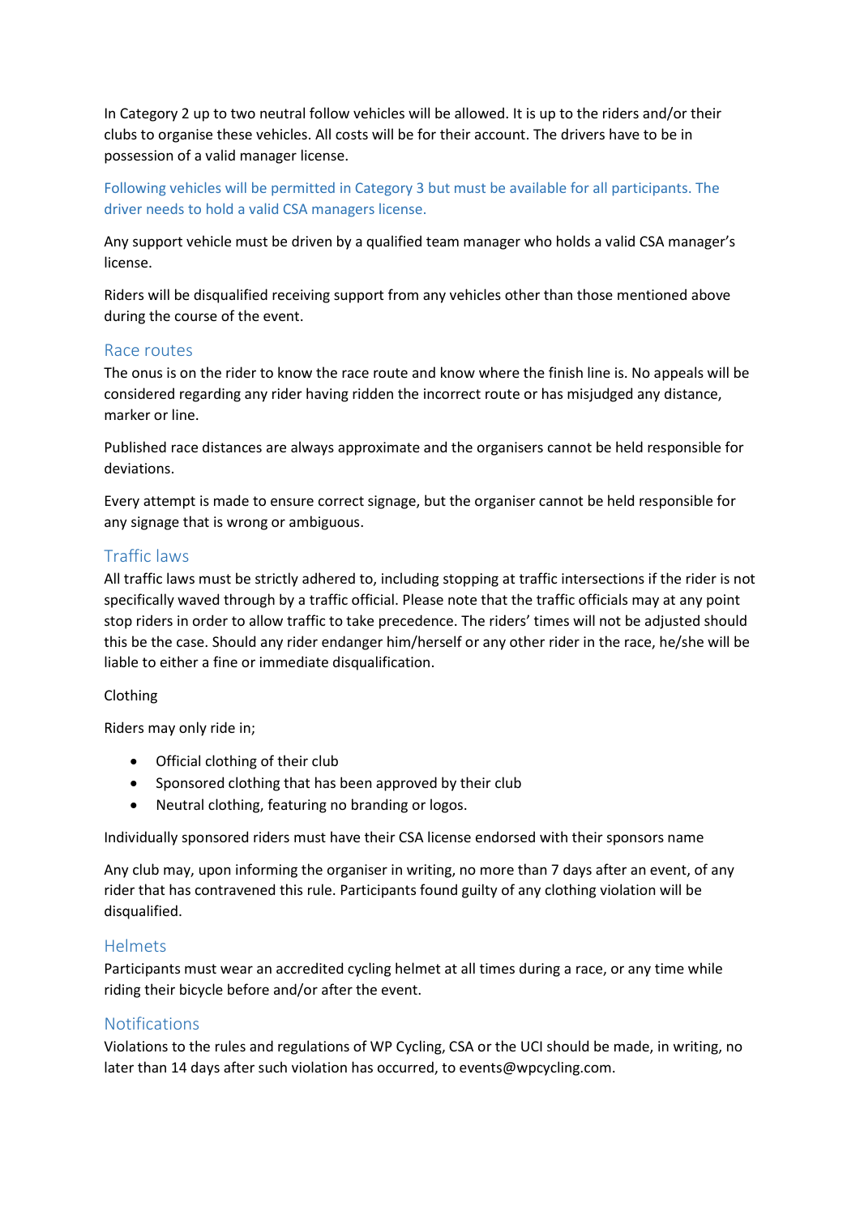In Category 2 up to two neutral follow vehicles will be allowed. It is up to the riders and/or their clubs to organise these vehicles. All costs will be for their account. The drivers have to be in possession of a valid manager license.

Following vehicles will be permitted in Category 3 but must be available for all participants. The driver needs to hold a valid CSA managers license.

Any support vehicle must be driven by a qualified team manager who holds a valid CSA manager's license.

Riders will be disqualified receiving support from any vehicles other than those mentioned above during the course of the event.

## Race routes

The onus is on the rider to know the race route and know where the finish line is. No appeals will be considered regarding any rider having ridden the incorrect route or has misjudged any distance, marker or line.

Published race distances are always approximate and the organisers cannot be held responsible for deviations.

Every attempt is made to ensure correct signage, but the organiser cannot be held responsible for any signage that is wrong or ambiguous.

## Traffic laws

All traffic laws must be strictly adhered to, including stopping at traffic intersections if the rider is not specifically waved through by a traffic official. Please note that the traffic officials may at any point stop riders in order to allow traffic to take precedence. The riders' times will not be adjusted should this be the case. Should any rider endanger him/herself or any other rider in the race, he/she will be liable to either a fine or immediate disqualification.

Clothing

Riders may only ride in;

- Official clothing of their club
- Sponsored clothing that has been approved by their club
- Neutral clothing, featuring no branding or logos.

Individually sponsored riders must have their CSA license endorsed with their sponsors name

Any club may, upon informing the organiser in writing, no more than 7 days after an event, of any rider that has contravened this rule. Participants found guilty of any clothing violation will be disqualified.

## Helmets

Participants must wear an accredited cycling helmet at all times during a race, or any time while riding their bicycle before and/or after the event.

## Notifications

Violations to the rules and regulations of WP Cycling, CSA or the UCI should be made, in writing, no later than 14 days after such violation has occurred, to events@wpcycling.com.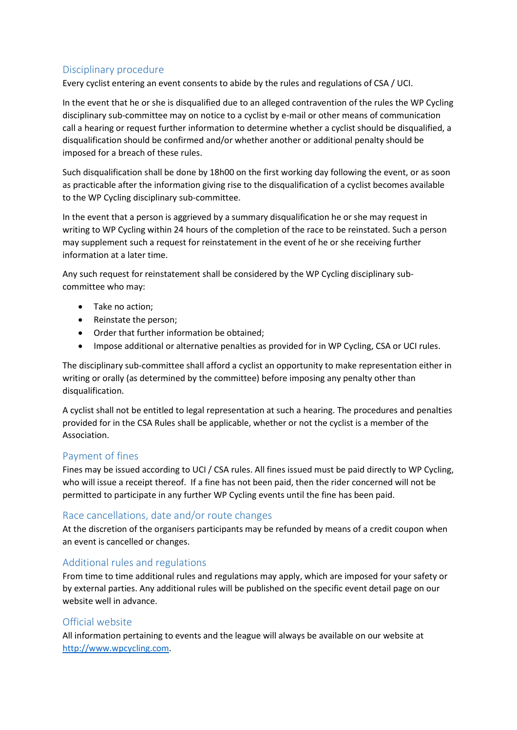## Disciplinary procedure

Every cyclist entering an event consents to abide by the rules and regulations of CSA / UCI.

In the event that he or she is disqualified due to an alleged contravention of the rules the WP Cycling disciplinary sub-committee may on notice to a cyclist by e-mail or other means of communication call a hearing or request further information to determine whether a cyclist should be disqualified, a disqualification should be confirmed and/or whether another or additional penalty should be imposed for a breach of these rules.

Such disqualification shall be done by 18h00 on the first working day following the event, or as soon as practicable after the information giving rise to the disqualification of a cyclist becomes available to the WP Cycling disciplinary sub-committee.

In the event that a person is aggrieved by a summary disqualification he or she may request in writing to WP Cycling within 24 hours of the completion of the race to be reinstated. Such a person may supplement such a request for reinstatement in the event of he or she receiving further information at a later time.

Any such request for reinstatement shall be considered by the WP Cycling disciplinary sub-committee who may:

- Take no action;
- Reinstate the person;
- Order that further information be obtained;
- Impose additional or alternative penalties as provided for in WP Cycling, CSA or UCI rules.

The disciplinary sub-committee shall afford a cyclist an opportunity to make representation either in writing or orally (as determined by the committee) before imposing any penalty other than disqualification.

A cyclist shall not be entitled to legal representation at such a hearing. The procedures and penalties provided for in the CSA Rules shall be applicable, whether or not the cyclist is a member of the Association.

## Payment of fines

Fines may be issued according to UCI / CSA rules. All fines issued must be paid directly to WP Cycling, who will issue a receipt thereof. If a fine has not been paid, then the rider concerned will not be permitted to participate in any further WP Cycling events until the fine has been paid.

## Race cancellations, date and/or route changes

At the discretion of the organisers participants may be refunded by means of a credit coupon when an event is cancelled or changes.

## Additional rules and regulations

From time to time additional rules and regulations may apply, which are imposed for your safety or by external parties. Any additional rules will be published on the specific event detail page on our website well in advance.

## Official website

All information pertaining to events and the league will always be available on our website at [http://www.wpcycling.com](http://www.wpcycling.com).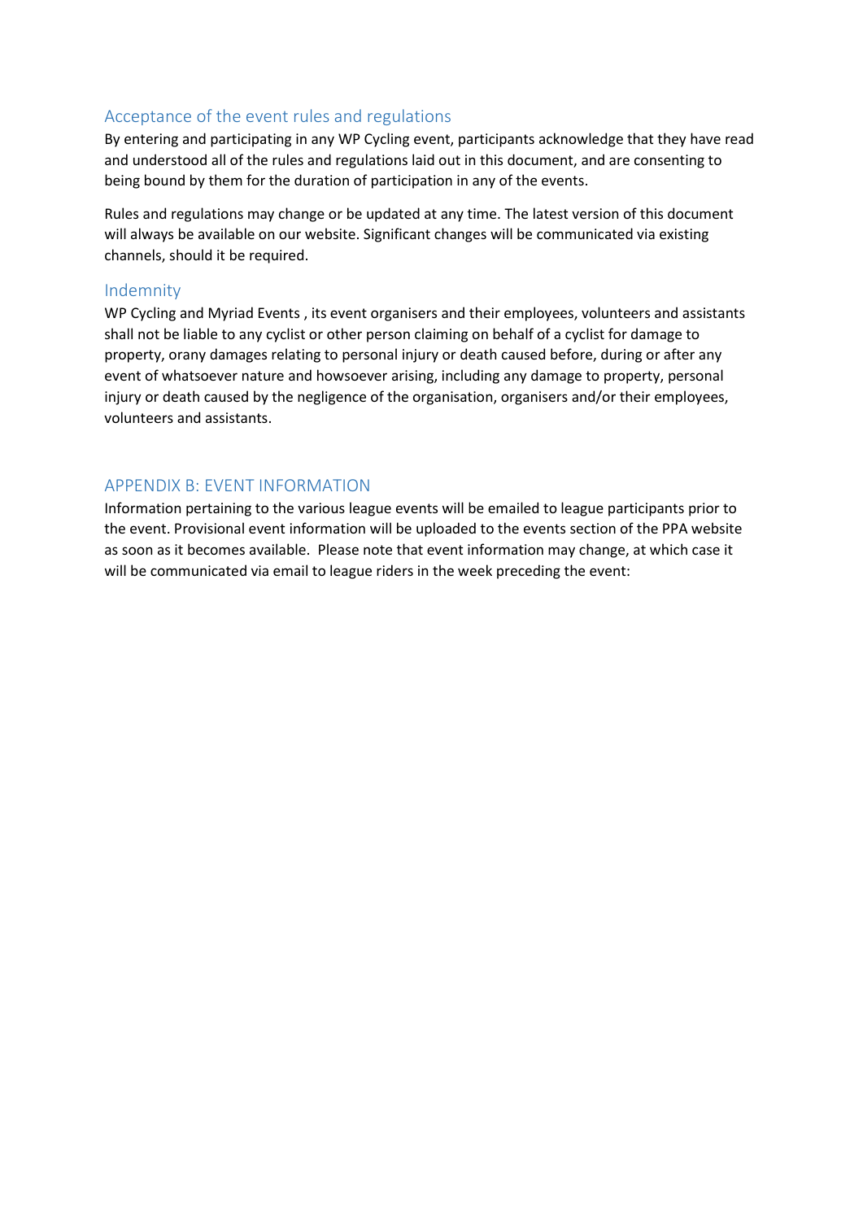## Acceptance of the event rules and regulations

By entering and participating in any WP Cycling event, participants acknowledge that they have read and understood all of the rules and regulations laid out in this document, and are consenting to being bound by them for the duration of participation in any of the events.

Rules and regulations may change or be updated at any time. The latest version of this document will always be available on our website. Significant changes will be communicated via existing channels, should it be required.

## Indemnity

WP Cycling and Myriad Events , its event organisers and their employees, volunteers and assistants shall not be liable to any cyclist or other person claiming on behalf of a cyclist for damage to property, orany damages relating to personal injury or death caused before, during or after any event of whatsoever nature and howsoever arising, including any damage to property, personal injury or death caused by the negligence of the organisation, organisers and/or their employees, volunteers and assistants.

# APPENDIX B: EVENT INFORMATION

Information pertaining to the various league events will be emailed to league participants prior to the event. Provisional event information will be uploaded to the events section of the PPA website as soon as it becomes available. Please note that event information may change, at which case it will be communicated via email to league riders in the week preceding the event: